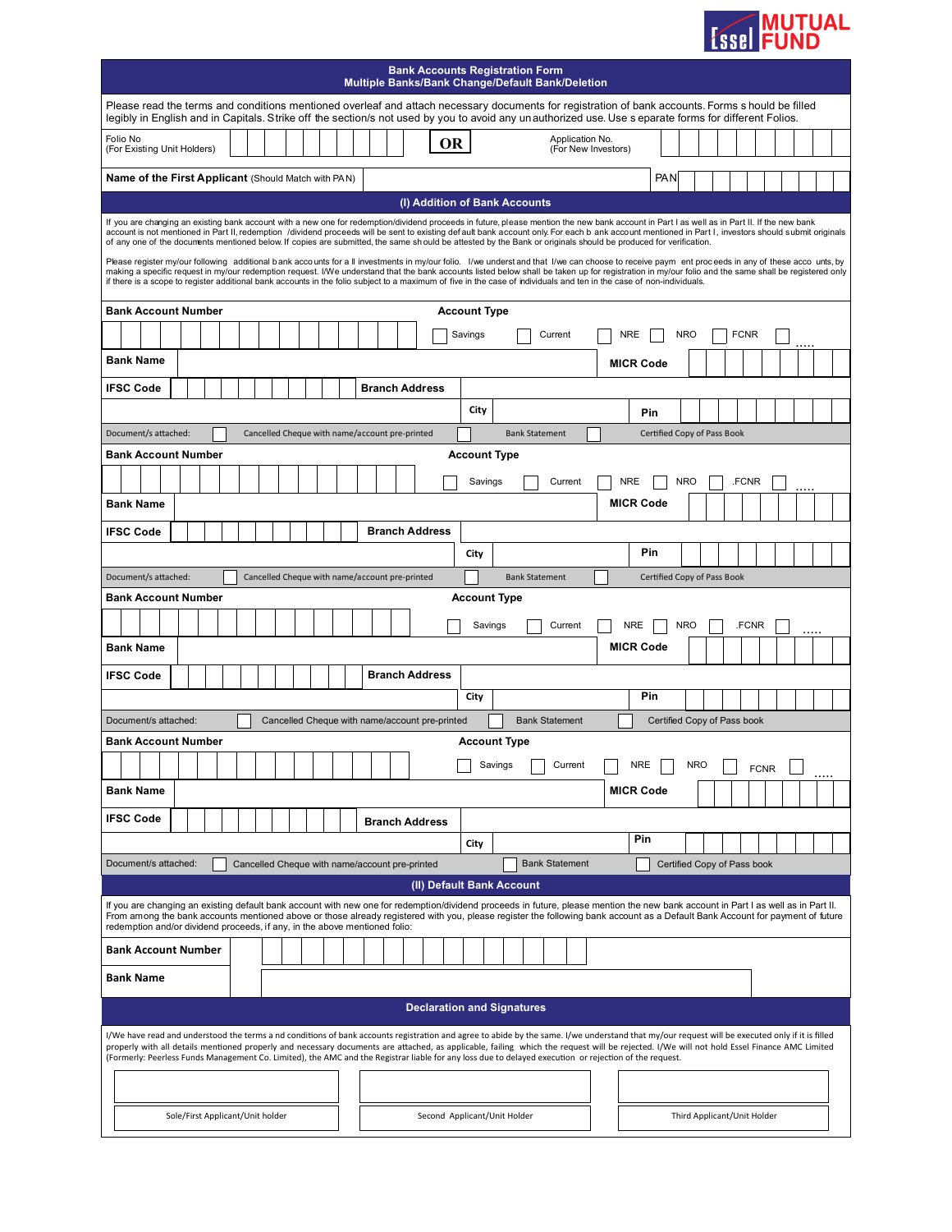Essel MUTUAL FUND

# Bank Accounts Registration Form
## Multiple Banks/Bank Change/Default Bank/Deletion

Please read the terms and conditions mentioned overleaf and attach necessary documents for registration of bank accounts. Forms should be filled legibly in English and in Capitals. Strike off the section/s not used by you to avoid any unauthorized use. Use separate forms for different Folios.

| Folio No (For Existing Unit Holders) | | OR | Application No. (For New Investors) | |
|---|---|---|---|---|

| Name of the First Applicant (Should Match with PAN) | | PAN | |
|---|---|---|---|

## (I) Addition of Bank Accounts

If you are changing an existing bank account with a new one for redemption/dividend proceeds in future, please mention the new bank account in Part I as well as in Part II. If the new bank account is not mentioned in Part II, redemption /dividend proceeds will be sent to existing default bank account only. For each bank account mentioned in Part I, investors should submit originals of any one of the documents mentioned below. If copies are submitted, the same should be attested by the Bank or originals should be produced for verification.

Please register my/our following additional bank accounts for all investments in my/our folio. I/we understand that I/we can choose to receive payment proceeds in any of these accounts, by making a specific request in my/our redemption request. I/We understand that the bank accounts listed below shall be taken up for registration in my/our folio and the same shall be registered only if there is a scope to register additional bank accounts in the folio subject to a maximum of five in the case of individuals and ten in the case of non-individuals.

**Bank Account Number** | **Account Type**: ☐ Savings ☐ Current ☐ NRE ☐ NRO ☐ FCNR ☐ .....

| Bank Name | | MICR Code | |
|---|---|---|---|
| IFSC Code | | Branch Address | |
| | | City | Pin |

Document/s attached: ☐ Cancelled Cheque with name/account pre-printed ☐ Bank Statement ☐ Certified Copy of Pass Book

**Bank Account Number** | **Account Type**: ☐ Savings ☐ Current ☐ NRE ☐ NRO ☐ .FCNR ☐ .....

| Bank Name | | MICR Code | |
|---|---|---|---|
| IFSC Code | | Branch Address | |
| | | City | Pin |

Document/s attached: ☐ Cancelled Cheque with name/account pre-printed ☐ Bank Statement ☐ Certified Copy of Pass Book

**Bank Account Number** | **Account Type**: ☐ Savings ☐ Current ☐ NRE ☐ NRO ☐ .FCNR ☐ .....

| Bank Name | | MICR Code | |
|---|---|---|---|
| IFSC Code | | Branch Address | |
| | | City | Pin |

Document/s attached: ☐ Cancelled Cheque with name/account pre-printed ☐ Bank Statement ☐ Certified Copy of Pass book

**Bank Account Number** | **Account Type**: ☐ Savings ☐ Current ☐ NRE ☐ NRO ☐ FCNR ☐ .....

| Bank Name | | MICR Code | |
|---|---|---|---|
| IFSC Code | | Branch Address | |
| | | City | Pin |

Document/s attached: ☐ Cancelled Cheque with name/account pre-printed ☐ Bank Statement ☐ Certified Copy of Pass book

## (II) Default Bank Account

If you are changing an existing default bank account with a new one for redemption/dividend proceeds in future, please mention the new bank account in Part I as well as in Part II. From among the bank accounts mentioned above or those already registered with you, please register the following bank account as a Default Bank Account for payment of future redemption and/or dividend proceeds, if any, in the above mentioned folio:

| Bank Account Number | |
|---|---|
| Bank Name | |

## Declaration and Signatures

I/We have read and understood the terms and conditions of bank accounts registration and agree to abide by the same. I/we understand that my/our request will be executed only if it is filled properly with all details mentioned properly and necessary documents are attached, as applicable, failing which the request will be rejected. I/We will not hold Essel Finance AMC Limited (Formerly: Peerless Funds Management Co. Limited), the AMC and the Registrar liable for any loss due to delayed execution or rejection of the request.

| | | |
|---|---|---|
| Sole/First Applicant/Unit holder | Second Applicant/Unit Holder | Third Applicant/Unit Holder |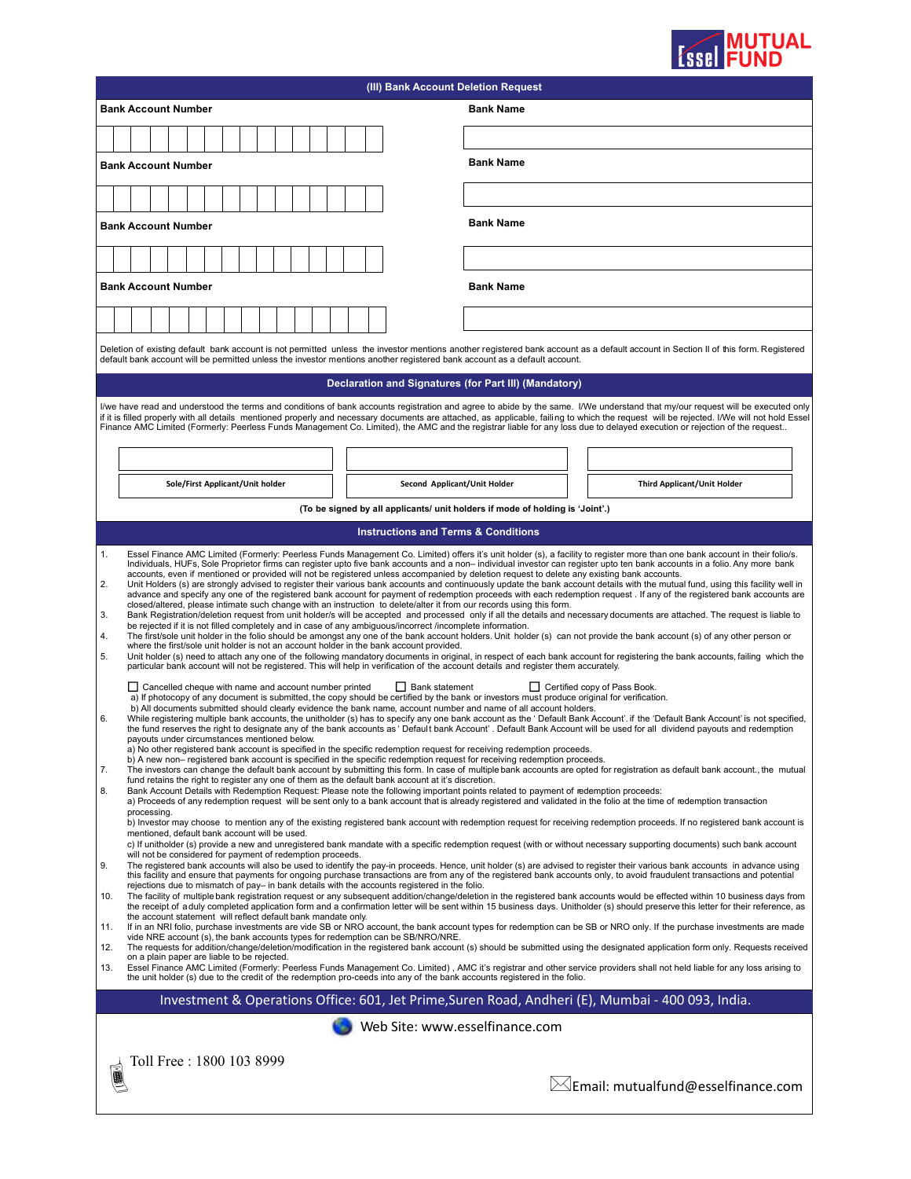Essel MUTUAL FUND

## (III) Bank Account Deletion Request

| Bank Account Number | Bank Name |
|---|---|
| | |
| | |
| | |
| | |

Deletion of existing default bank account is not permitted unless the investor mentions another registered bank account as a default account in Section II of this form. Registered default bank account will be permitted unless the investor mentions another registered bank account as a default account.

## Declaration and Signatures (for Part III) (Mandatory)

I/we have read and understood the terms and conditions of bank accounts registration and agree to abide by the same. I/We understand that my/our request will be executed only if it is filled properly with all details mentioned properly and necessary documents are attached, as applicable, failing to which the request will be rejected. I/We will not hold Essel Finance AMC Limited (Formerly: Peerless Funds Management Co. Limited), the AMC and the registrar liable for any loss due to delayed execution or rejection of the request..

| | | |
|---|---|---|
| | | |
| Sole/First Applicant/Unit holder | Second Applicant/Unit Holder | Third Applicant/Unit Holder |

**(To be signed by all applicants/ unit holders if mode of holding is 'Joint'.)**

## Instructions and Terms & Conditions

1. Essel Finance AMC Limited (Formerly: Peerless Funds Management Co. Limited) offers it's unit holder (s), a facility to register more than one bank account in their folio/s. Individuals, HUFs, Sole Proprietor firms can register upto five bank accounts and a non– individual investor can register upto ten bank accounts in a folio. Any more bank accounts, even if mentioned or provided will not be registered unless accompanied by deletion request to delete any existing bank accounts.
2. Unit Holders (s) are strongly advised to register their various bank accounts and continuously update the bank account details with the mutual fund, using this facility well in advance and specify any one of the registered bank account for payment of redemption proceeds with each redemption request . If any of the registered bank accounts are closed/altered, please intimate such change with an instruction to delete/alter it from our records using this form.
3. Bank Registration/deletion request from unit holder/s will be accepted and processed only if all the details and necessary documents are attached. The request is liable to be rejected if it is not filled completely and in case of any ambiguous/incorrect /incomplete information.
4. The first/sole unit holder in the folio should be amongst any one of the bank account holders. Unit holder (s) can not provide the bank account (s) of any other person or where the first/sole unit holder is not an account holder in the bank account provided.
5. Unit holder (s) need to attach any one of the following mandatory documents in original, in respect of each bank account for registering the bank accounts, failing which the particular bank account will not be registered. This will help in verification of the account details and register them accurately.

   ☐ Cancelled cheque with name and account number printed ☐ Bank statement ☐ Certified copy of Pass Book.

   a) If photocopy of any document is submitted, the copy should be certified by the bank or investors must produce original for verification.
   b) All documents submitted should clearly evidence the bank name, account number and name of all account holders.
6. While registering multiple bank accounts, the unitholder (s) has to specify any one bank account as the ' Default Bank Account'. if the 'Default Bank Account' is not specified, the fund reserves the right to designate any of the bank accounts as ' Default bank Account' . Default Bank Account will be used for all dividend payouts and redemption payouts under circumstances mentioned below.
   a) No other registered bank account is specified in the specific redemption request for receiving redemption proceeds.
   b) A new non– registered bank account is specified in the specific redemption request for receiving redemption proceeds.
7. The investors can change the default bank account by submitting this form. In case of multiple bank accounts are opted for registration as default bank account., the mutual fund retains the right to register any one of them as the default bank account at it's discretion.
8. Bank Account Details with Redemption Request: Please note the following important points related to payment of redemption proceeds:
   a) Proceeds of any redemption request will be sent only to a bank account that is already registered and validated in the folio at the time of redemption transaction processing.
   b) Investor may choose to mention any of the existing registered bank account with redemption request for receiving redemption proceeds. If no registered bank account is mentioned, default bank account will be used.
   c) If unitholder (s) provide a new and unregistered bank mandate with a specific redemption request (with or without necessary supporting documents) such bank account will not be considered for payment of redemption proceeds.
9. The registered bank accounts will also be used to identify the pay-in proceeds. Hence, unit holder (s) are advised to register their various bank accounts in advance using this facility and ensure that payments for ongoing purchase transactions are from any of the registered bank accounts only, to avoid fraudulent transactions and potential rejections due to mismatch of pay– in bank details with the accounts registered in the folio.
10. The facility of multiple bank registration request or any subsequent addition/change/deletion in the registered bank accounts would be effected within 10 business days from the receipt of a duly completed application form and a confirmation letter will be sent within 15 business days. Unitholder (s) should preserve this letter for their reference, as the account statement will reflect default bank mandate only.
11. If in an NRI folio, purchase investments are vide SB or NRO account, the bank account types for redemption can be SB or NRO only. If the purchase investments are made vide NRE account (s), the bank accounts types for redemption can be SB/NRO/NRE.
12. The requests for addition/change/deletion/modification in the registered bank account (s) should be submitted using the designated application form only. Requests received on a plain paper are liable to be rejected.
13. Essel Finance AMC Limited (Formerly: Peerless Funds Management Co. Limited) , AMC it's registrar and other service providers shall not held liable for any loss arising to the unit holder (s) due to the credit of the redemption pro-ceeds into any of the bank accounts registered in the folio.

**Investment & Operations Office: 601, Jet Prime,Suren Road, Andheri (E), Mumbai - 400 093, India.**

Web Site: www.esselfinance.com

Toll Free : 1800 103 8999

Email: mutualfund@esselfinance.com